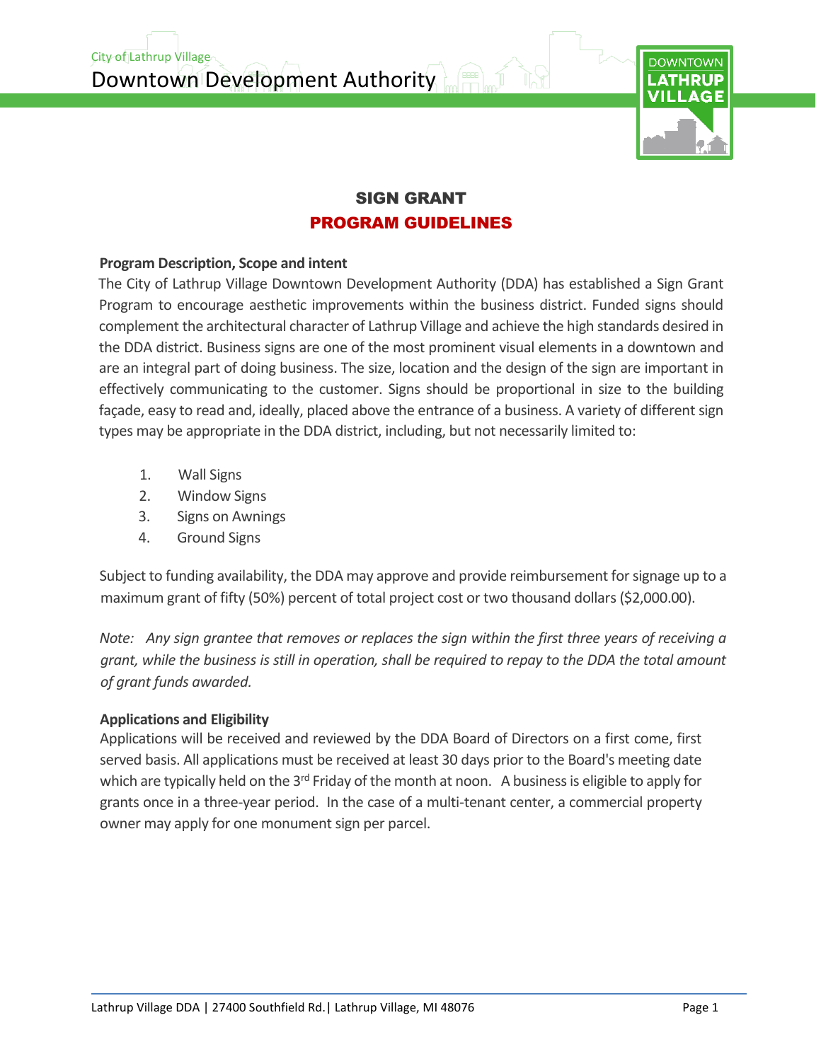City of Lathrup Village

Downtown Development Authority

# SIGN GRANT
## PROGRAM GUIDELINES

**Program Description, Scope and intent**

The City of Lathrup Village Downtown Development Authority (DDA) has established a Sign Grant Program to encourage aesthetic improvements within the business district. Funded signs should complement the architectural character of Lathrup Village and achieve the high standards desired in the DDA district. Business signs are one of the most prominent visual elements in a downtown and are an integral part of doing business. The size, location and the design of the sign are important in effectively communicating to the customer. Signs should be proportional in size to the building façade, easy to read and, ideally, placed above the entrance of a business. A variety of different sign types may be appropriate in the DDA district, including, but not necessarily limited to:

1. Wall Signs
2. Window Signs
3. Signs on Awnings
4. Ground Signs

Subject to funding availability, the DDA may approve and provide reimbursement for signage up to a maximum grant of fifty (50%) percent of total project cost or two thousand dollars ($2,000.00).

*Note: Any sign grantee that removes or replaces the sign within the first three years of receiving a grant, while the business is still in operation, shall be required to repay to the DDA the total amount of grant funds awarded.*

**Applications and Eligibility**

Applications will be received and reviewed by the DDA Board of Directors on a first come, first served basis. All applications must be received at least 30 days prior to the Board's meeting date which are typically held on the 3rd Friday of the month at noon. A business is eligible to apply for grants once in a three-year period. In the case of a multi-tenant center, a commercial property owner may apply for one monument sign per parcel.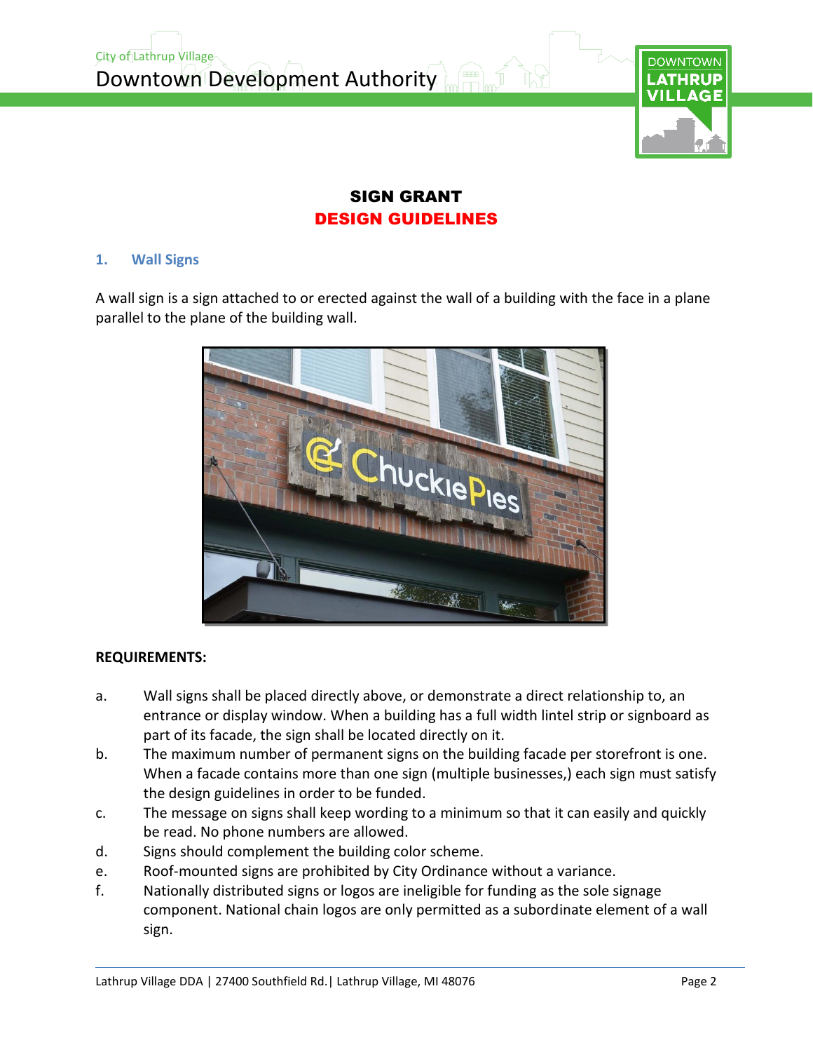## SIGN GRANT
## DESIGN GUIDELINES

### 1. Wall Signs

A wall sign is a sign attached to or erected against the wall of a building with the face in a plane parallel to the plane of the building wall.

**REQUIREMENTS:**

a. Wall signs shall be placed directly above, or demonstrate a direct relationship to, an entrance or display window. When a building has a full width lintel strip or signboard as part of its facade, the sign shall be located directly on it.

b. The maximum number of permanent signs on the building facade per storefront is one. When a facade contains more than one sign (multiple businesses,) each sign must satisfy the design guidelines in order to be funded.

c. The message on signs shall keep wording to a minimum so that it can easily and quickly be read. No phone numbers are allowed.

d. Signs should complement the building color scheme.

e. Roof-mounted signs are prohibited by City Ordinance without a variance.

f. Nationally distributed signs or logos are ineligible for funding as the sole signage component. National chain logos are only permitted as a subordinate element of a wall sign.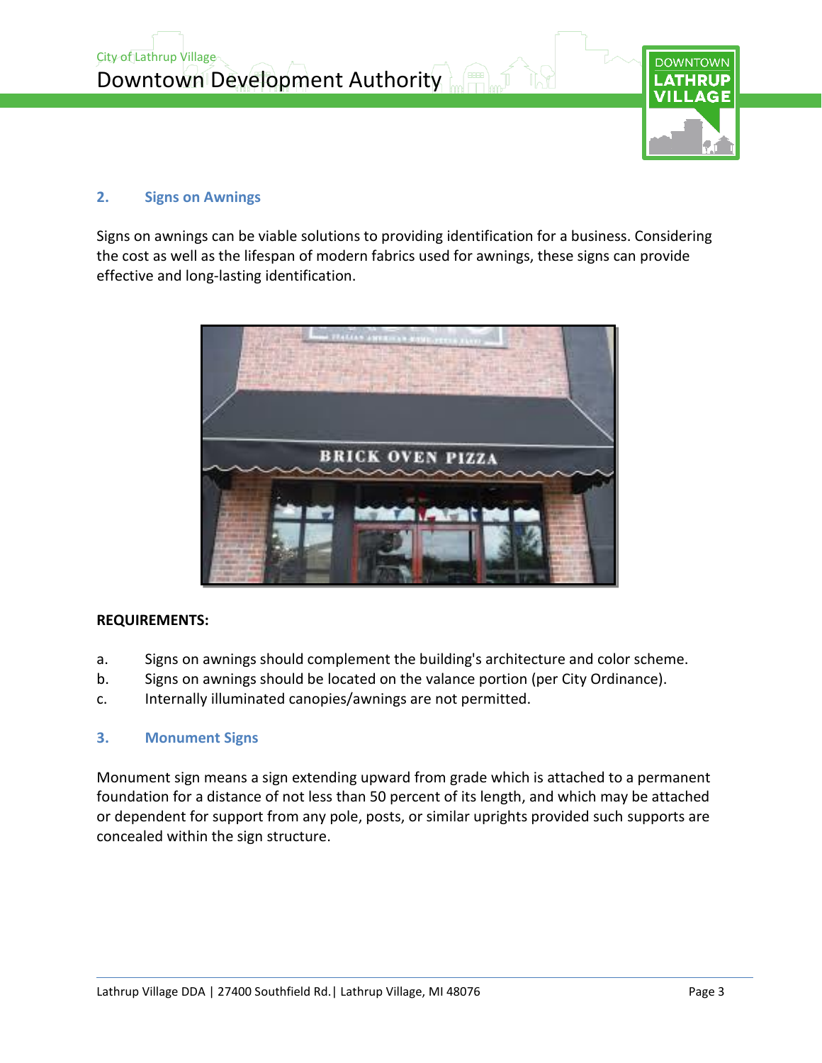## 2. Signs on Awnings

Signs on awnings can be viable solutions to providing identification for a business. Considering the cost as well as the lifespan of modern fabrics used for awnings, these signs can provide effective and long-lasting identification.

**REQUIREMENTS:**

a. Signs on awnings should complement the building's architecture and color scheme.
b. Signs on awnings should be located on the valance portion (per City Ordinance).
c. Internally illuminated canopies/awnings are not permitted.

## 3. Monument Signs

Monument sign means a sign extending upward from grade which is attached to a permanent foundation for a distance of not less than 50 percent of its length, and which may be attached or dependent for support from any pole, posts, or similar uprights provided such supports are concealed within the sign structure.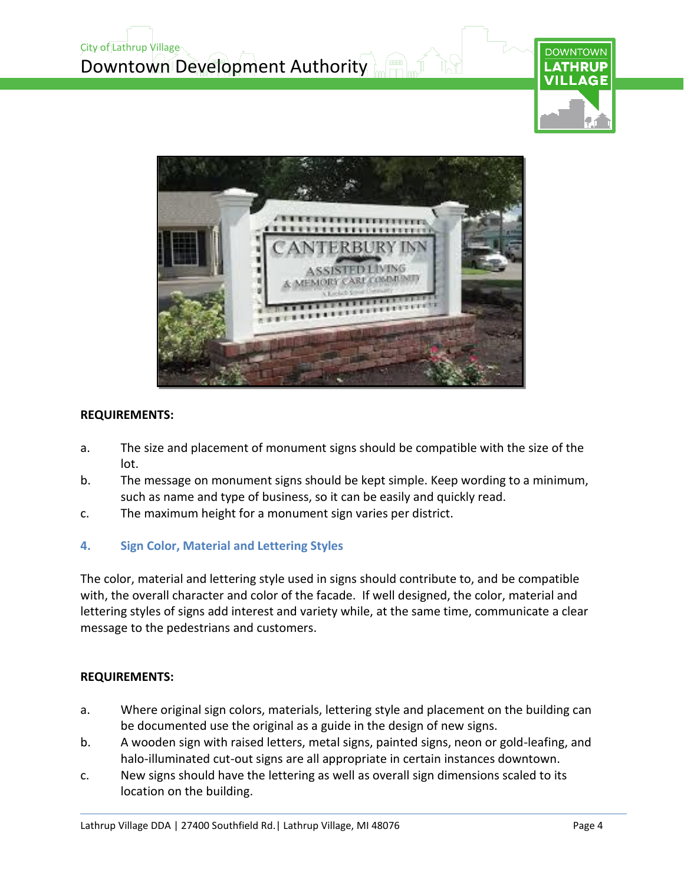**REQUIREMENTS:**

a. The size and placement of monument signs should be compatible with the size of the lot.

b. The message on monument signs should be kept simple. Keep wording to a minimum, such as name and type of business, so it can be easily and quickly read.

c. The maximum height for a monument sign varies per district.

### 4. Sign Color, Material and Lettering Styles

The color, material and lettering style used in signs should contribute to, and be compatible with, the overall character and color of the facade. If well designed, the color, material and lettering styles of signs add interest and variety while, at the same time, communicate a clear message to the pedestrians and customers.

**REQUIREMENTS:**

a. Where original sign colors, materials, lettering style and placement on the building can be documented use the original as a guide in the design of new signs.

b. A wooden sign with raised letters, metal signs, painted signs, neon or gold-leafing, and halo-illuminated cut-out signs are all appropriate in certain instances downtown.

c. New signs should have the lettering as well as overall sign dimensions scaled to its location on the building.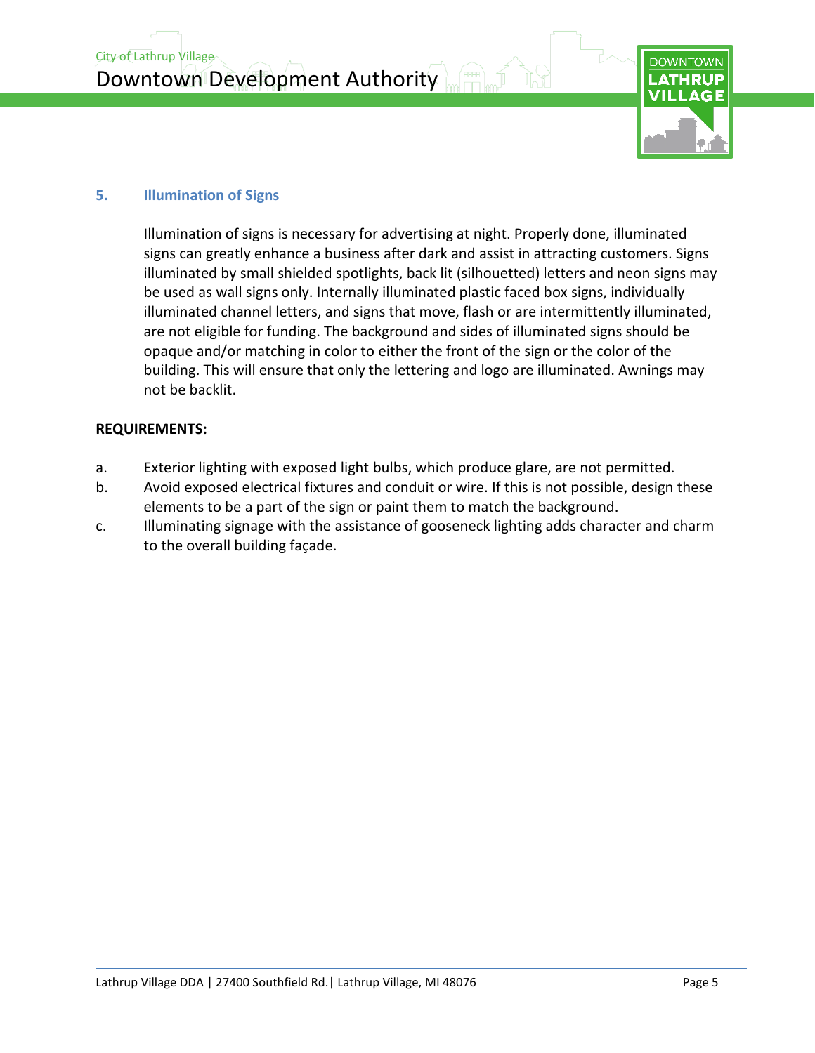## 5. Illumination of Signs

Illumination of signs is necessary for advertising at night. Properly done, illuminated signs can greatly enhance a business after dark and assist in attracting customers. Signs illuminated by small shielded spotlights, back lit (silhouetted) letters and neon signs may be used as wall signs only. Internally illuminated plastic faced box signs, individually illuminated channel letters, and signs that move, flash or are intermittently illuminated, are not eligible for funding. The background and sides of illuminated signs should be opaque and/or matching in color to either the front of the sign or the color of the building. This will ensure that only the lettering and logo are illuminated. Awnings may not be backlit.

**REQUIREMENTS:**

a. Exterior lighting with exposed light bulbs, which produce glare, are not permitted.

b. Avoid exposed electrical fixtures and conduit or wire. If this is not possible, design these elements to be a part of the sign or paint them to match the background.

c. Illuminating signage with the assistance of gooseneck lighting adds character and charm to the overall building façade.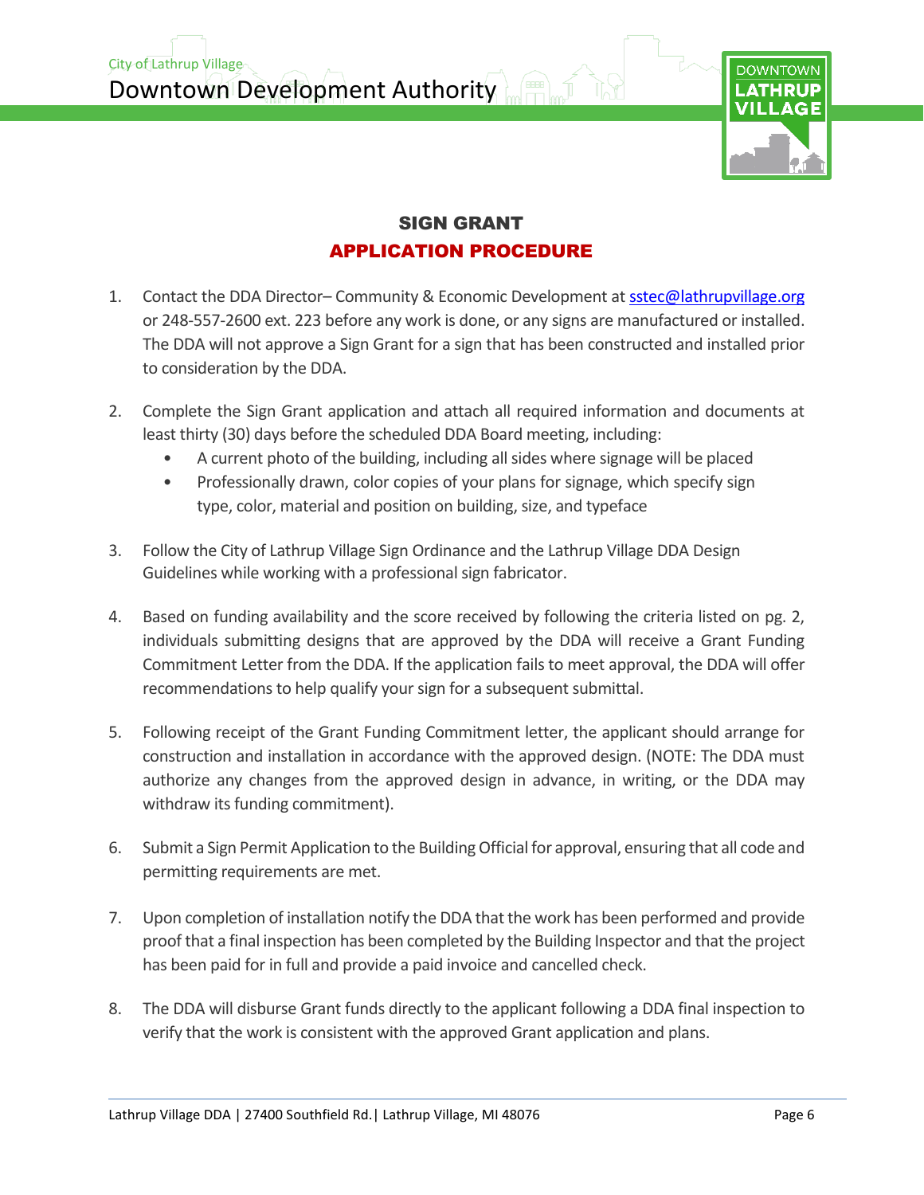# SIGN GRANT
## APPLICATION PROCEDURE

1. Contact the DDA Director– Community & Economic Development at sstec@lathrupvillage.org or 248-557-2600 ext. 223 before any work is done, or any signs are manufactured or installed. The DDA will not approve a Sign Grant for a sign that has been constructed and installed prior to consideration by the DDA.

2. Complete the Sign Grant application and attach all required information and documents at least thirty (30) days before the scheduled DDA Board meeting, including:
   - A current photo of the building, including all sides where signage will be placed
   - Professionally drawn, color copies of your plans for signage, which specify sign type, color, material and position on building, size, and typeface

3. Follow the City of Lathrup Village Sign Ordinance and the Lathrup Village DDA Design Guidelines while working with a professional sign fabricator.

4. Based on funding availability and the score received by following the criteria listed on pg. 2, individuals submitting designs that are approved by the DDA will receive a Grant Funding Commitment Letter from the DDA. If the application fails to meet approval, the DDA will offer recommendations to help qualify your sign for a subsequent submittal.

5. Following receipt of the Grant Funding Commitment letter, the applicant should arrange for construction and installation in accordance with the approved design. (NOTE: The DDA must authorize any changes from the approved design in advance, in writing, or the DDA may withdraw its funding commitment).

6. Submit a Sign Permit Application to the Building Official for approval, ensuring that all code and permitting requirements are met.

7. Upon completion of installation notify the DDA that the work has been performed and provide proof that a final inspection has been completed by the Building Inspector and that the project has been paid for in full and provide a paid invoice and cancelled check.

8. The DDA will disburse Grant funds directly to the applicant following a DDA final inspection to verify that the work is consistent with the approved Grant application and plans.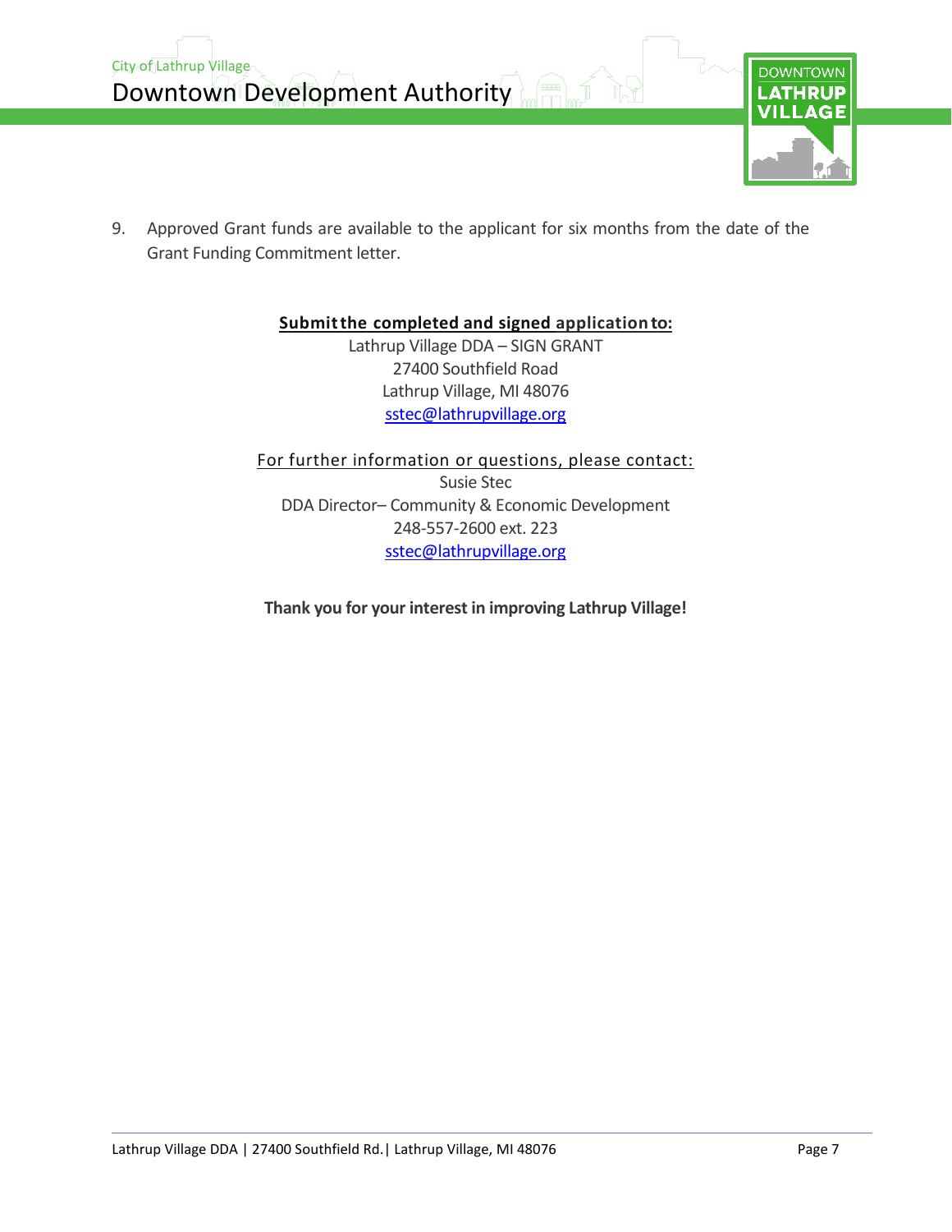9. Approved Grant funds are available to the applicant for six months from the date of the Grant Funding Commitment letter.

**Submit the completed and signed application to:**

Lathrup Village DDA – SIGN GRANT
27400 Southfield Road
Lathrup Village, MI 48076
sstec@lathrupvillage.org

For further information or questions, please contact:

Susie Stec
DDA Director– Community & Economic Development
248-557-2600 ext. 223
sstec@lathrupvillage.org

**Thank you for your interest in improving Lathrup Village!**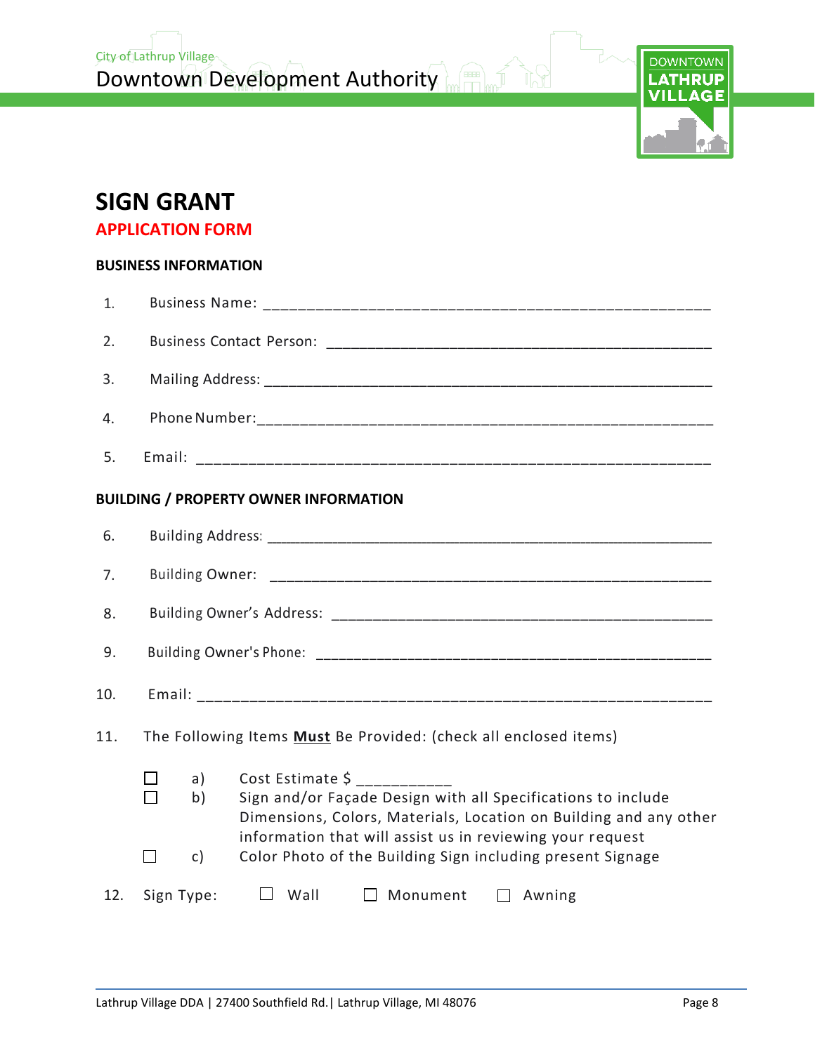# SIGN GRANT

## APPLICATION FORM

**BUSINESS INFORMATION**

1. Business Name: ______________________________________________________
2. Business Contact Person: _______________________________________________
3. Mailing Address: _____________________________________________________
4. Phone Number:_______________________________________________________
5. Email: ____________________________________________________________

**BUILDING / PROPERTY OWNER INFORMATION**

6. Building Address: ____________________________________________________
7. Building Owner: _____________________________________________________
8. Building Owner's Address: _______________________________________________
9. Building Owner's Phone: _______________________________________________
10. Email: ____________________________________________________________
11. The Following Items **Must** Be Provided: (check all enclosed items)

    ☐ a) Cost Estimate $ ___________

    ☐ b) Sign and/or Façade Design with all Specifications to include Dimensions, Colors, Materials, Location on Building and any other information that will assist us in reviewing your request

    ☐ c) Color Photo of the Building Sign including present Signage

12. Sign Type: ☐ Wall ☐ Monument ☐ Awning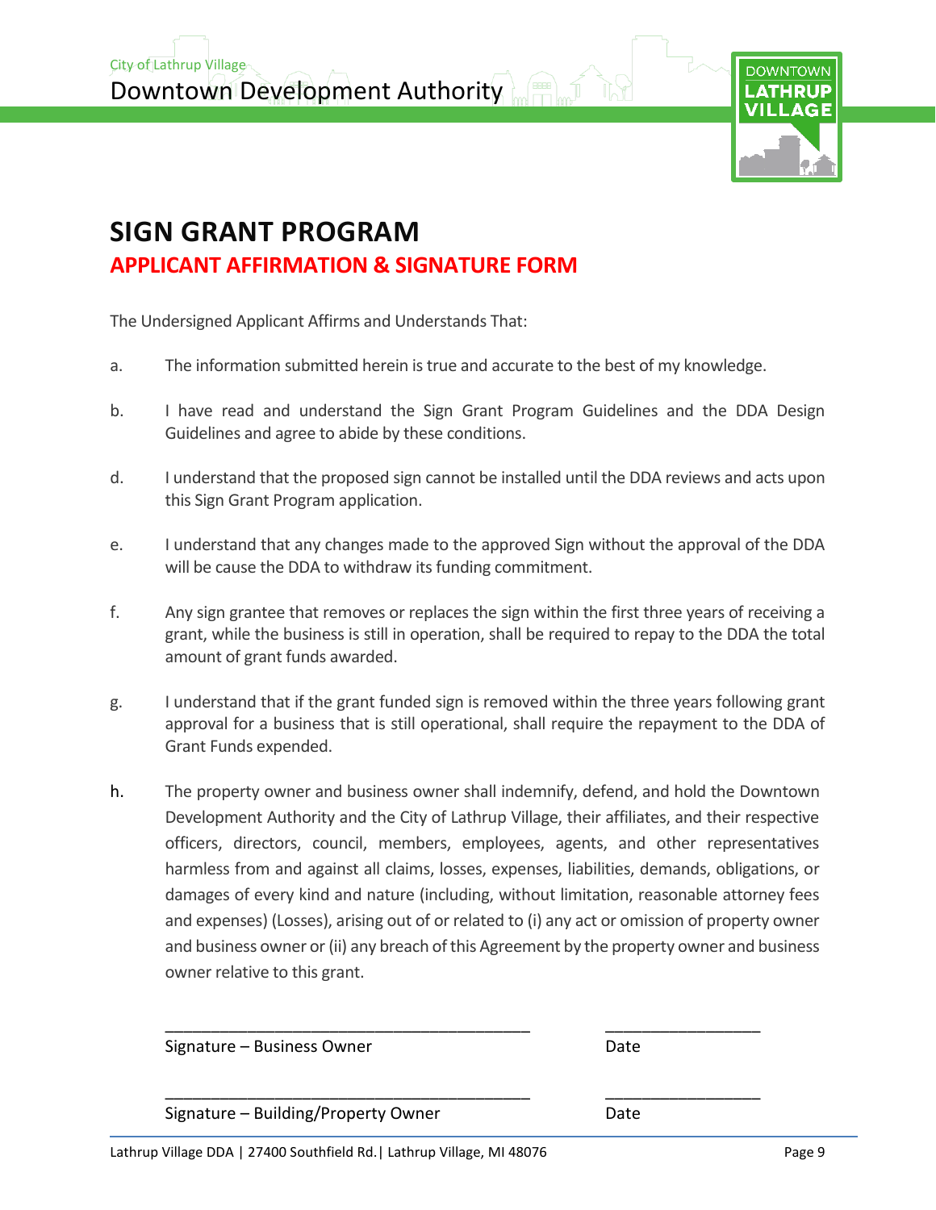City of Lathrup Village

Downtown Development Authority

DOWNTOWN LATHRUP VILLAGE

# SIGN GRANT PROGRAM

## APPLICANT AFFIRMATION & SIGNATURE FORM

The Undersigned Applicant Affirms and Understands That:

a. The information submitted herein is true and accurate to the best of my knowledge.

b. I have read and understand the Sign Grant Program Guidelines and the DDA Design Guidelines and agree to abide by these conditions.

d. I understand that the proposed sign cannot be installed until the DDA reviews and acts upon this Sign Grant Program application.

e. I understand that any changes made to the approved Sign without the approval of the DDA will be cause the DDA to withdraw its funding commitment.

f. Any sign grantee that removes or replaces the sign within the first three years of receiving a grant, while the business is still in operation, shall be required to repay to the DDA the total amount of grant funds awarded.

g. I understand that if the grant funded sign is removed within the three years following grant approval for a business that is still operational, shall require the repayment to the DDA of Grant Funds expended.

h. The property owner and business owner shall indemnify, defend, and hold the Downtown Development Authority and the City of Lathrup Village, their affiliates, and their respective officers, directors, council, members, employees, agents, and other representatives harmless from and against all claims, losses, expenses, liabilities, demands, obligations, or damages of every kind and nature (including, without limitation, reasonable attorney fees and expenses) (Losses), arising out of or related to (i) any act or omission of property owner and business owner or (ii) any breach of this Agreement by the property owner and business owner relative to this grant.

\_\_\_\_\_\_\_\_\_\_\_\_\_\_\_\_\_\_\_\_\_\_\_\_\_\_\_\_\_\_\_\_\_\_\_\_\_\_\_\_ &nbsp;&nbsp;&nbsp;&nbsp; \_\_\_\_\_\_\_\_\_\_\_\_\_\_\_\_\_

Signature – Business Owner &nbsp;&nbsp;&nbsp;&nbsp; Date

\_\_\_\_\_\_\_\_\_\_\_\_\_\_\_\_\_\_\_\_\_\_\_\_\_\_\_\_\_\_\_\_\_\_\_\_\_\_\_\_ &nbsp;&nbsp;&nbsp;&nbsp; \_\_\_\_\_\_\_\_\_\_\_\_\_\_\_\_\_

Signature – Building/Property Owner &nbsp;&nbsp;&nbsp;&nbsp; Date

Lathrup Village DDA | 27400 Southfield Rd. | Lathrup Village, MI 48076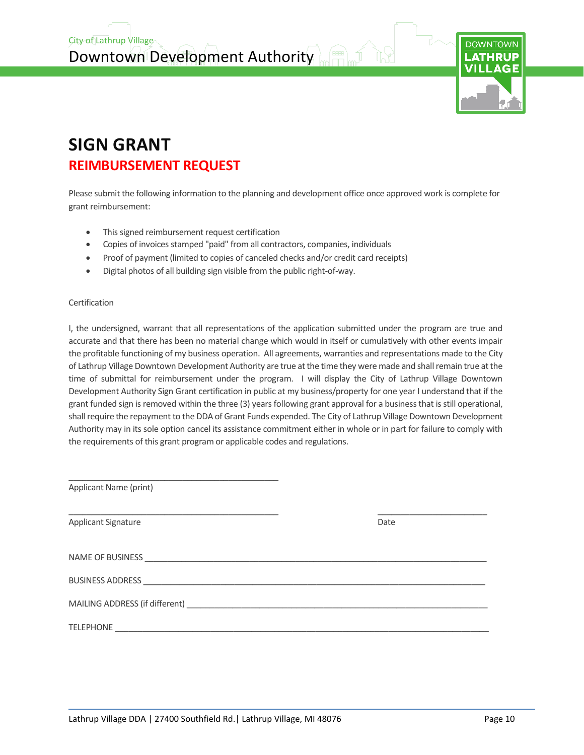# SIGN GRANT

## REIMBURSEMENT REQUEST

Please submit the following information to the planning and development office once approved work is complete for grant reimbursement:

- This signed reimbursement request certification
- Copies of invoices stamped "paid" from all contractors, companies, individuals
- Proof of payment (limited to copies of canceled checks and/or credit card receipts)
- Digital photos of all building sign visible from the public right-of-way.

Certification

I, the undersigned, warrant that all representations of the application submitted under the program are true and accurate and that there has been no material change which would in itself or cumulatively with other events impair the profitable functioning of my business operation. All agreements, warranties and representations made to the City of Lathrup Village Downtown Development Authority are true at the time they were made and shall remain true at the time of submittal for reimbursement under the program. I will display the City of Lathrup Village Downtown Development Authority Sign Grant certification in public at my business/property for one year I understand that if the grant funded sign is removed within the three (3) years following grant approval for a business that is still operational, shall require the repayment to the DDA of Grant Funds expended. The City of Lathrup Village Downtown Development Authority may in its sole option cancel its assistance commitment either in whole or in part for failure to comply with the requirements of this grant program or applicable codes and regulations.

_______________________________________________
Applicant Name (print)

_______________________________________________ _________________________
Applicant Signature Date

NAME OF BUSINESS ______________________________________________________________________________

BUSINESS ADDRESS ______________________________________________________________________________

MAILING ADDRESS (if different) __________________________________________________________________

TELEPHONE _____________________________________________________________________________________

Lathrup Village DDA | 27400 Southfield Rd.| Lathrup Village, MI 48076